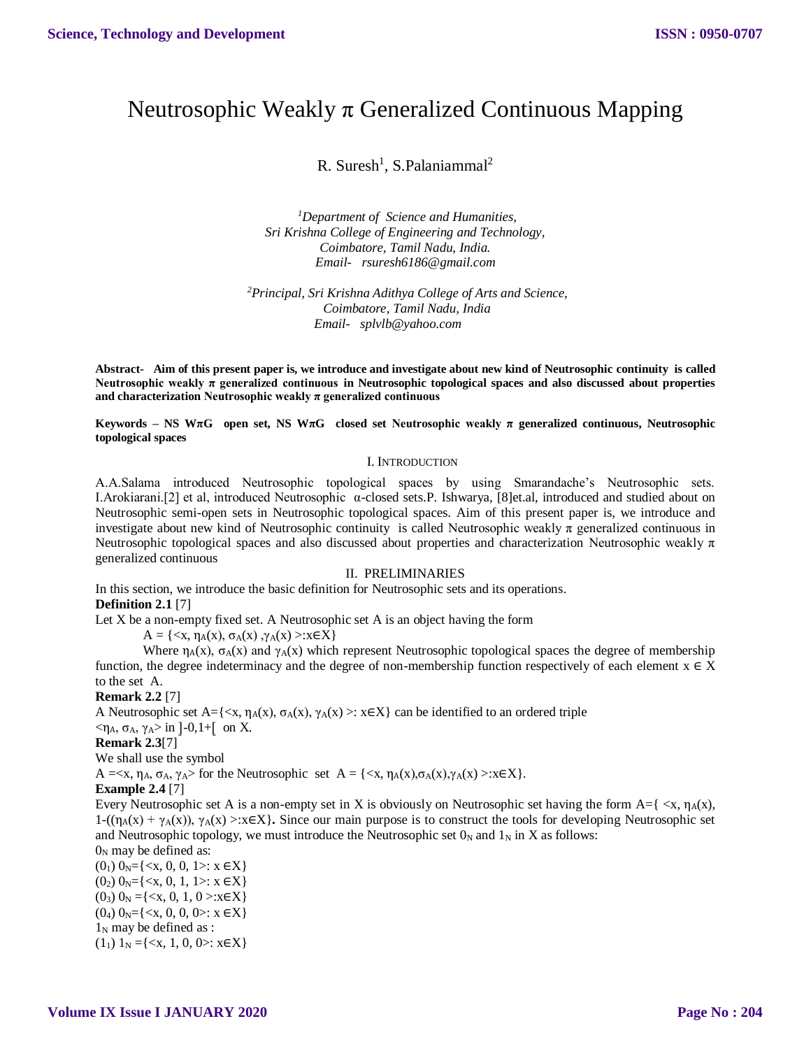# Neutrosophic Weakly π Generalized Continuous Mapping

R. Suresh[1], S.Palaniammal[2]

*[1]Department of Science and Humanities,*
*Sri Krishna College of Engineering and Technology,*
*Coimbatore, Tamil Nadu, India.*
*Email- rsuresh6186@gmail.com*

*[2]Principal, Sri Krishna Adithya College of Arts and Science,*
*Coimbatore, Tamil Nadu, India*
*Email- splvlb@yahoo.com*

**Abstract- Aim of this present paper is, we introduce and investigate about new kind of Neutrosophic continuity is called Neutrosophic weakly π generalized continuous in Neutrosophic topological spaces and also discussed about properties and characterization Neutrosophic weakly π generalized continuous**

**Keywords – NS WπG open set, NS WπG closed set Neutrosophic weakly π generalized continuous, Neutrosophic topological spaces**

## I. Introduction

A.A.Salama introduced Neutrosophic topological spaces by using Smarandache's Neutrosophic sets. I.Arokiarani.[2] et al, introduced Neutrosophic α-closed sets.P. Ishwarya, [8]et.al, introduced and studied about on Neutrosophic semi-open sets in Neutrosophic topological spaces. Aim of this present paper is, we introduce and investigate about new kind of Neutrosophic continuity is called Neutrosophic weakly π generalized continuous in Neutrosophic topological spaces and also discussed about properties and characterization Neutrosophic weakly π generalized continuous

## II. PRELIMINARIES

In this section, we introduce the basic definition for Neutrosophic sets and its operations.

**Definition 2.1** [7]

Let X be a non-empty fixed set. A Neutrosophic set A is an object having the form

$A = \{<x, \eta_A(x), \sigma_A(x), \gamma_A(x)>: x \in X\}$

Where $\eta_A(x)$, $\sigma_A(x)$ and $\gamma_A(x)$ which represent Neutrosophic topological spaces the degree of membership function, the degree indeterminacy and the degree of non-membership function respectively of each element $x \in X$ to the set A.

**Remark 2.2** [7]

A Neutrosophic set $A=\{<x, \eta_A(x), \sigma_A(x), \gamma_A(x)>: x \in X\}$ can be identified to an ordered triple $<\eta_A, \sigma_A, \gamma_A>$ in $]^-0,1^+[$ on X.

**Remark 2.3**[7]

We shall use the symbol

$A =<x, \eta_A, \sigma_A, \gamma_A>$ for the Neutrosophic set $A = \{<x, \eta_A(x), \sigma_A(x), \gamma_A(x)>: x \in X\}$.

**Example 2.4** [7]

Every Neutrosophic set A is a non-empty set in X is obviously on Neutrosophic set having the form $A=\{<x, \eta_A(x), 1-((\eta_A(x) + \gamma_A(x)), \gamma_A(x)>: x \in X\}$**.** Since our main purpose is to construct the tools for developing Neutrosophic set and Neutrosophic topology, we must introduce the Neutrosophic set $0_N$ and $1_N$ in X as follows:

$0_N$ may be defined as:

$(0_1)$ $0_N=\{<x, 0, 0, 1>: x \in X\}$

$(0_2)$ $0_N=\{<x, 0, 1, 1>: x \in X\}$

$(0_3)$ $0_N =\{<x, 0, 1, 0>: x \in X\}$

$(0_4)$ $0_N=\{<x, 0, 0, 0>: x \in X\}$

$1_N$ may be defined as :

$(1_1)$ $1_N =\{<x, 1, 0, 0>: x \in X\}$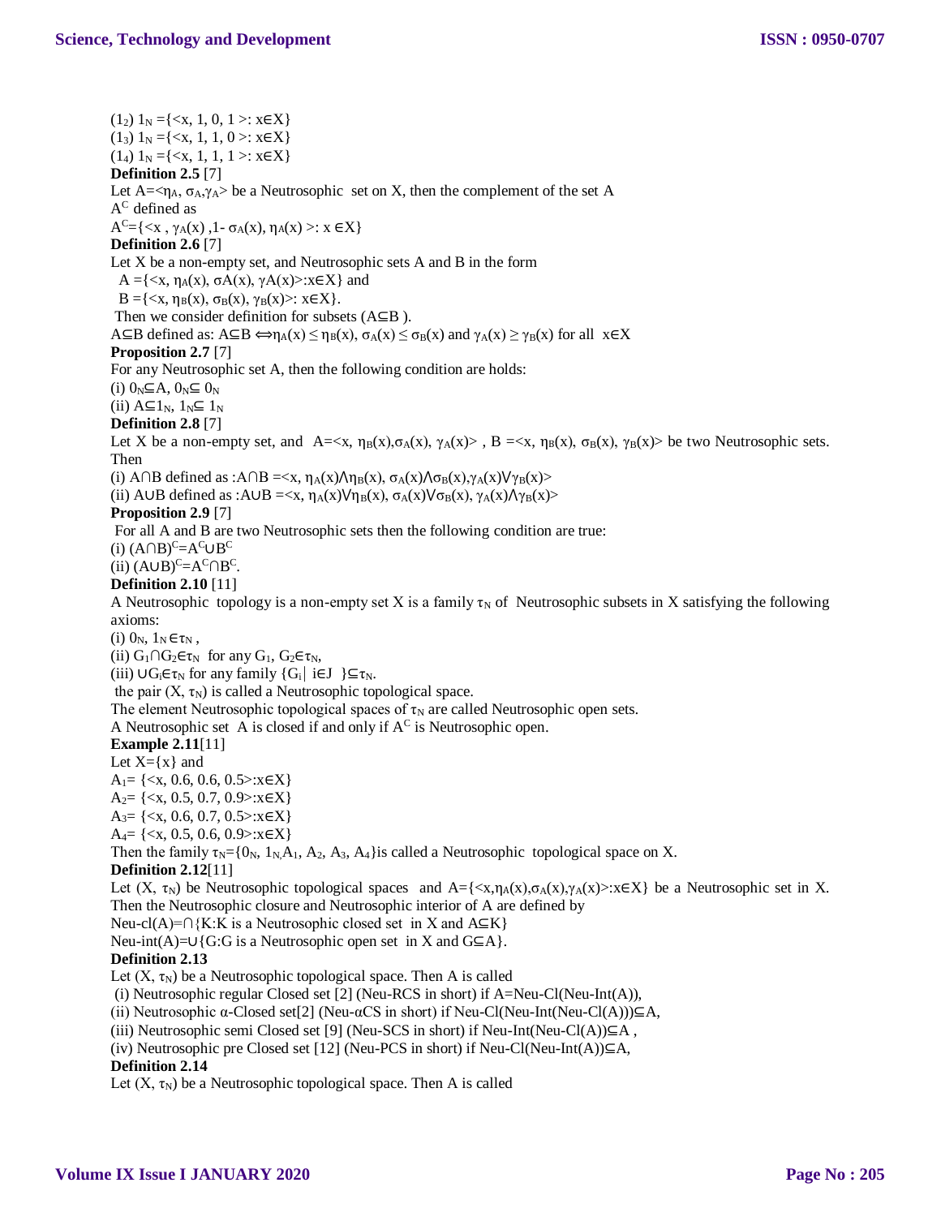$(1_2)$ $1_N = \{<x, 1, 0, 1>: x \in X\}$
$(1_3)$ $1_N = \{<x, 1, 1, 0>: x \in X\}$
$(1_4)$ $1_N = \{<x, 1, 1, 1>: x \in X\}$

**Definition 2.5** [7]
Let $A=<\eta_A, \sigma_A, \gamma_A>$ be a Neutrosophic set on X, then the complement of the set A
$A^C$ defined as
$A^C = \{<x, \gamma_A(x), 1- \sigma_A(x), \eta_A(x)>: x \in X\}$

**Definition 2.6** [7]
Let X be a non-empty set, and Neutrosophic sets A and B in the form
$A = \{<x, \eta_A(x), \sigma A(x), \gamma A(x)>: x \in X\}$ and
$B = \{<x, \eta_B(x), \sigma_B(x), \gamma_B(x)>: x \in X\}$.
Then we consider definition for subsets ($A \subseteq B$).
$A \subseteq B$ defined as: $A \subseteq B \Leftrightarrow \eta_A(x) \leq \eta_B(x)$, $\sigma_A(x) \leq \sigma_B(x)$ and $\gamma_A(x) \geq \gamma_B(x)$ for all $x \in X$

**Proposition 2.7** [7]
For any Neutrosophic set A, then the following condition are holds:
(i) $0_N \subseteq A$, $0_N \subseteq 0_N$
(ii) $A \subseteq 1_N$, $1_N \subseteq 1_N$

**Definition 2.8** [7]
Let X be a non-empty set, and $A=<x, \eta_B(x), \sigma_A(x), \gamma_A(x)>$, $B=<x, \eta_B(x), \sigma_B(x), \gamma_B(x)>$ be two Neutrosophic sets. Then
(i) $A \cap B$ defined as : $A \cap B = <x, \eta_A(x) \wedge \eta_B(x), \sigma_A(x) \wedge \sigma_B(x), \gamma_A(x) \vee \gamma_B(x)>$
(ii) $A \cup B$ defined as : $A \cup B = <x, \eta_A(x) \vee \eta_B(x), \sigma_A(x) \vee \sigma_B(x), \gamma_A(x) \wedge \gamma_B(x)>$

**Proposition 2.9** [7]
For all A and B are two Neutrosophic sets then the following condition are true:
(i) $(A \cap B)^C = A^C \cup B^C$
(ii) $(A \cup B)^C = A^C \cap B^C$.

**Definition 2.10** [11]
A Neutrosophic topology is a non-empty set X is a family $\tau_N$ of Neutrosophic subsets in X satisfying the following axioms:
(i) $0_N, 1_N \in \tau_N$,
(ii) $G_1 \cap G_2 \in \tau_N$ for any $G_1, G_2 \in \tau_N$,
(iii) $\cup G_i \in \tau_N$ for any family $\{G_i | i \in J\} \subseteq \tau_N$.
the pair $(X, \tau_N)$ is called a Neutrosophic topological space.
The element Neutrosophic topological spaces of $\tau_N$ are called Neutrosophic open sets.
A Neutrosophic set A is closed if and only if $A^C$ is Neutrosophic open.

**Example 2.11**[11]
Let $X=\{x\}$ and
$A_1 = \{<x, 0.6, 0.6, 0.5>: x \in X\}$
$A_2 = \{<x, 0.5, 0.7, 0.9>: x \in X\}$
$A_3 = \{<x, 0.6, 0.7, 0.5>: x \in X\}$
$A_4 = \{<x, 0.5, 0.6, 0.9>: x \in X\}$
Then the family $\tau_N = \{0_N, 1_N, A_1, A_2, A_3, A_4\}$ is called a Neutrosophic topological space on X.

**Definition 2.12**[11]
Let $(X, \tau_N)$ be Neutrosophic topological spaces and $A=\{<x, \eta_A(x), \sigma_A(x), \gamma_A(x)>: x \in X\}$ be a Neutrosophic set in X. Then the Neutrosophic closure and Neutrosophic interior of A are defined by
Neu-cl(A)=$\cap\{K: K$ is a Neutrosophic closed set in X and $A \subseteq K\}$
Neu-int(A)=$\cup\{G: G$ is a Neutrosophic open set in X and $G \subseteq A\}$.

**Definition 2.13**
Let $(X, \tau_N)$ be a Neutrosophic topological space. Then A is called
(i) Neutrosophic regular Closed set [2] (Neu-RCS in short) if A=Neu-Cl(Neu-Int(A)),
(ii) Neutrosophic α-Closed set[2] (Neu-αCS in short) if Neu-Cl(Neu-Int(Neu-Cl(A)))⊆A,
(iii) Neutrosophic semi Closed set [9] (Neu-SCS in short) if Neu-Int(Neu-Cl(A))⊆A ,
(iv) Neutrosophic pre Closed set [12] (Neu-PCS in short) if Neu-Cl(Neu-Int(A))⊆A,

**Definition 2.14**
Let $(X, \tau_N)$ be a Neutrosophic topological space. Then A is called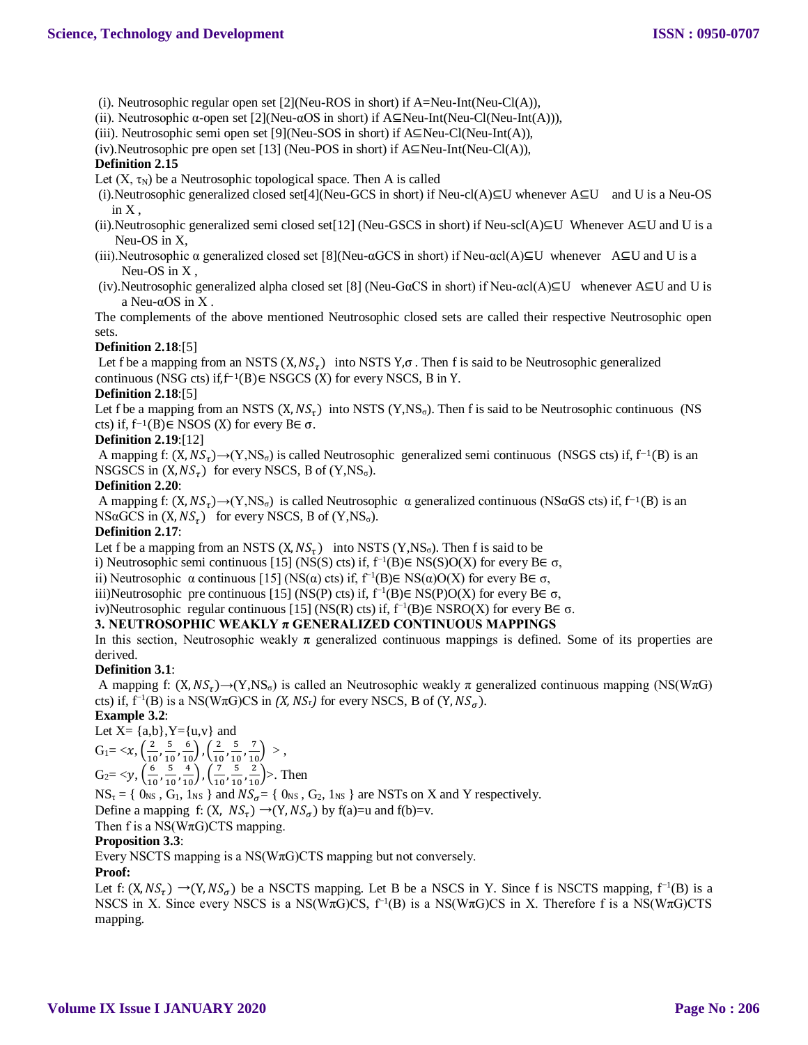(i). Neutrosophic regular open set [2](Neu-ROS in short) if A=Neu-Int(Neu-Cl(A)),

(ii). Neutrosophic α-open set [2](Neu-αOS in short) if A⊆Neu-Int(Neu-Cl(Neu-Int(A))),

(iii). Neutrosophic semi open set [9](Neu-SOS in short) if A⊆Neu-Cl(Neu-Int(A)),

(iv).Neutrosophic pre open set [13] (Neu-POS in short) if A⊆Neu-Int(Neu-Cl(A)),

**Definition 2.15**

Let (X, $\tau_N$) be a Neutrosophic topological space. Then A is called

(i).Neutrosophic generalized closed set[4](Neu-GCS in short) if Neu-cl(A)⊆U whenever A⊆U and U is a Neu-OS in X ,

(ii).Neutrosophic generalized semi closed set[12] (Neu-GSCS in short) if Neu-scl(A)⊆U Whenever A⊆U and U is a Neu-OS in X,

(iii).Neutrosophic α generalized closed set [8](Neu-αGCS in short) if Neu-αcl(A)⊆U whenever A⊆U and U is a Neu-OS in X ,

(iv).Neutrosophic generalized alpha closed set [8] (Neu-GαCS in short) if Neu-αcl(A)⊆U whenever A⊆U and U is a Neu-αOS in X .

The complements of the above mentioned Neutrosophic closed sets are called their respective Neutrosophic open sets.

**Definition 2.18**:[5]

Let f be a mapping from an NSTS $(X, NS_\tau)$ into NSTS Y,σ . Then f is said to be Neutrosophic generalized continuous (NSG cts) if,$f^{-1}(B)$∈ NSGCS (X) for every NSCS, B in Y.

**Definition 2.18**:[5]

Let f be a mapping from an NSTS $(X, NS_\tau)$ into NSTS (Y,$NS_\sigma$). Then f is said to be Neutrosophic continuous (NS cts) if, $f^{-1}(B)$∈ NSOS (X) for every B∈ σ.

**Definition 2.19**:[12]

A mapping f: $(X, NS_\tau)$→(Y,$NS_\sigma$) is called Neutrosophic generalized semi continuous (NSGS cts) if, $f^{-1}(B)$ is an NSGSCS in $(X, NS_\tau)$ for every NSCS, B of (Y,$NS_\sigma$).

**Definition 2.20**:

A mapping f: $(X, NS_\tau)$→(Y,$NS_\sigma$) is called Neutrosophic α generalized continuous (NSαGS cts) if, $f^{-1}(B)$ is an NSαGCS in $(X, NS_\tau)$ for every NSCS, B of (Y,$NS_\sigma$).

**Definition 2.17**:

Let f be a mapping from an NSTS $(X, NS_\tau)$ into NSTS (Y,$NS_\sigma$). Then f is said to be

i) Neutrosophic semi continuous [15] (NS(S) cts) if, $f^{-1}(B)$∈ NS(S)O(X) for every B∈ σ,

ii) Neutrosophic α continuous [15] (NS(α) cts) if, $f^{-1}(B)$∈ NS(α)O(X) for every B∈ σ,

iii)Neutrosophic pre continuous [15] (NS(P) cts) if, $f^{-1}(B)$∈ NS(P)O(X) for every B∈ σ,

iv)Neutrosophic regular continuous [15] (NS(R) cts) if, $f^{-1}(B)$∈ NSRO(X) for every B∈ σ.

## 3. NEUTROSOPHIC WEAKLY π GENERALIZED CONTINUOUS MAPPINGS

In this section, Neutrosophic weakly π generalized continuous mappings is defined. Some of its properties are derived.

**Definition 3.1**:

A mapping f: $(X, NS_\tau)$→(Y,$NS_\sigma$) is called an Neutrosophic weakly π generalized continuous mapping (NS(WπG) cts) if, $f^{-1}(B)$ is a NS(WπG)CS in *(X, $NS_\tau$)* for every NSCS, B of $(Y, NS_\sigma)$.

**Example 3.2**:

Let X= {a,b},Y={u,v} and

$G_1$= $<x, \left(\frac{2}{10}, \frac{5}{10}, \frac{6}{10}\right), \left(\frac{2}{10}, \frac{5}{10}, \frac{7}{10}\right)>$,

$G_2$= $<y, \left(\frac{6}{10}, \frac{5}{10}, \frac{4}{10}\right), \left(\frac{7}{10}, \frac{5}{10}, \frac{2}{10}\right)>$. Then

$NS_\tau$ = { $0_{NS}$ , $G_1$, $1_{NS}$ } and $NS_\sigma$= { $0_{NS}$ , $G_2$, $1_{NS}$ } are NSTs on X and Y respectively.

Define a mapping f: $(X, NS_\tau)$ →$(Y, NS_\sigma)$ by f(a)=u and f(b)=v.

Then f is a NS(WπG)CTS mapping.

**Proposition 3.3**:

Every NSCTS mapping is a NS(WπG)CTS mapping but not conversely.

**Proof:**

Let f: $(X, NS_\tau)$ →$(Y, NS_\sigma)$ be a NSCTS mapping. Let B be a NSCS in Y. Since f is NSCTS mapping, $f^{-1}(B)$ is a NSCS in X. Since every NSCS is a NS(WπG)CS, $f^{-1}(B)$ is a NS(WπG)CS in X. Therefore f is a NS(WπG)CTS mapping.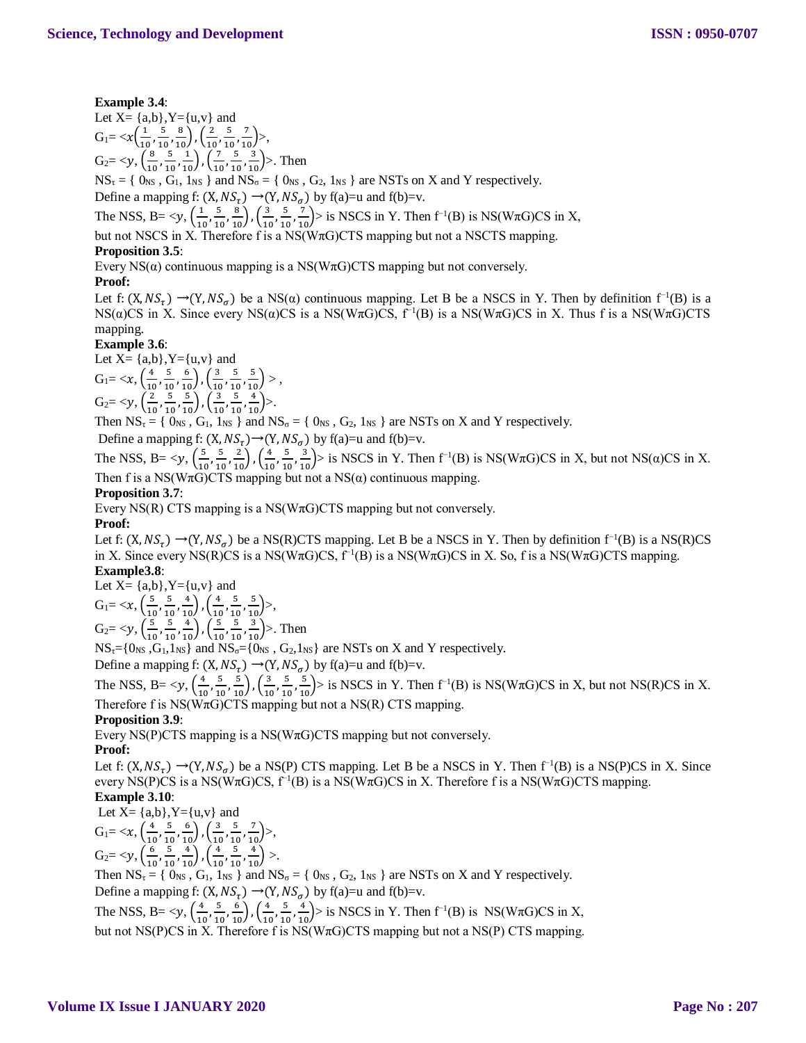**Example 3.4**:

Let X= {a,b}, Y={u,v} and

$G_1 = \langle x\left(\frac{1}{10},\frac{5}{10},\frac{8}{10}\right),\left(\frac{2}{10},\frac{5}{10},\frac{7}{10}\right)\rangle$,

$G_2 = \langle y,\left(\frac{8}{10},\frac{5}{10},\frac{1}{10}\right),\left(\frac{7}{10},\frac{5}{10},\frac{3}{10}\right)\rangle$. Then

$NS_\tau = \{ 0_{NS}, G_1, 1_{NS} \}$ and $NS_\sigma = \{ 0_{NS}, G_2, 1_{NS} \}$ are NSTs on X and Y respectively.

Define a mapping f: $(X, NS_\tau) \rightarrow (Y, NS_\sigma)$ by f(a)=u and f(b)=v.

The NSS, B= $\langle y,\left(\frac{1}{10},\frac{5}{10},\frac{8}{10}\right),\left(\frac{3}{10},\frac{5}{10},\frac{7}{10}\right)\rangle$ is NSCS in Y. Then $f^{-1}(B)$ is NS(WπG)CS in X, but not NSCS in X. Therefore f is a NS(WπG)CTS mapping but not a NSCTS mapping.

**Proposition 3.5**:

Every NS(α) continuous mapping is a NS(WπG)CTS mapping but not conversely.

**Proof:**

Let f: $(X, NS_\tau) \rightarrow (Y, NS_\sigma)$ be a NS(α) continuous mapping. Let B be a NSCS in Y. Then by definition $f^{-1}(B)$ is a NS(α)CS in X. Since every NS(α)CS is a NS(WπG)CS, $f^{-1}(B)$ is a NS(WπG)CS in X. Thus f is a NS(WπG)CTS mapping.

**Example 3.6**:

Let X= {a,b}, Y={u,v} and

$G_1 = \langle x,\left(\frac{4}{10},\frac{5}{10},\frac{6}{10}\right),\left(\frac{3}{10},\frac{5}{10},\frac{5}{10}\right)\rangle$,

$G_2 = \langle y,\left(\frac{2}{10},\frac{5}{10},\frac{5}{10}\right),\left(\frac{3}{10},\frac{5}{10},\frac{4}{10}\right)\rangle$.

Then $NS_\tau = \{ 0_{NS}, G_1, 1_{NS} \}$ and $NS_\sigma = \{ 0_{NS}, G_2, 1_{NS} \}$ are NSTs on X and Y respectively.

Define a mapping f: $(X, NS_\tau) \rightarrow (Y, NS_\sigma)$ by f(a)=u and f(b)=v.

The NSS, B= $\langle y,\left(\frac{5}{10},\frac{5}{10},\frac{2}{10}\right),\left(\frac{4}{10},\frac{5}{10},\frac{3}{10}\right)\rangle$ is NSCS in Y. Then $f^{-1}(B)$ is NS(WπG)CS in X, but not NS(α)CS in X. Then f is a NS(WπG)CTS mapping but not a NS(α) continuous mapping.

**Proposition 3.7**:

Every NS(R) CTS mapping is a NS(WπG)CTS mapping but not conversely.

**Proof:**

Let f: $(X, NS_\tau) \rightarrow (Y, NS_\sigma)$ be a NS(R)CTS mapping. Let B be a NSCS in Y. Then by definition $f^{-1}(B)$ is a NS(R)CS in X. Since every NS(R)CS is a NS(WπG)CS, $f^{-1}(B)$ is a NS(WπG)CS in X. So, f is a NS(WπG)CTS mapping.

**Example3.8**:

Let X= {a,b}, Y={u,v} and

$G_1 = \langle x,\left(\frac{5}{10},\frac{5}{10},\frac{4}{10}\right),\left(\frac{4}{10},\frac{5}{10},\frac{5}{10}\right)\rangle$,

$G_2 = \langle y,\left(\frac{5}{10},\frac{5}{10},\frac{4}{10}\right),\left(\frac{5}{10},\frac{5}{10},\frac{3}{10}\right)\rangle$. Then

$NS_\tau = \{0_{NS}, G_1, 1_{NS}\}$ and $NS_\sigma = \{0_{NS}, G_2, 1_{NS}\}$ are NSTs on X and Y respectively.

Define a mapping f: $(X, NS_\tau) \rightarrow (Y, NS_\sigma)$ by f(a)=u and f(b)=v.

The NSS, B= $\langle y,\left(\frac{4}{10},\frac{5}{10},\frac{5}{10}\right),\left(\frac{3}{10},\frac{5}{10},\frac{5}{10}\right)\rangle$ is NSCS in Y. Then $f^{-1}(B)$ is NS(WπG)CS in X, but not NS(R)CS in X. Therefore f is NS(WπG)CTS mapping but not a NS(R) CTS mapping.

**Proposition 3.9**:

Every NS(P)CTS mapping is a NS(WπG)CTS mapping but not conversely.

**Proof:**

Let f: $(X, NS_\tau) \rightarrow (Y, NS_\sigma)$ be a NS(P) CTS mapping. Let B be a NSCS in Y. Then $f^{-1}(B)$ is a NS(P)CS in X. Since every NS(P)CS is a NS(WπG)CS, $f^{-1}(B)$ is a NS(WπG)CS in X. Therefore f is a NS(WπG)CTS mapping.

**Example 3.10**:

Let X= {a,b}, Y={u,v} and

$G_1 = \langle x,\left(\frac{4}{10},\frac{5}{10},\frac{6}{10}\right),\left(\frac{3}{10},\frac{5}{10},\frac{7}{10}\right)\rangle$,

$G_2 = \langle y,\left(\frac{6}{10},\frac{5}{10},\frac{4}{10}\right),\left(\frac{4}{10},\frac{5}{10},\frac{4}{10}\right)\rangle$.

Then $NS_\tau = \{ 0_{NS}, G_1, 1_{NS} \}$ and $NS_\sigma = \{ 0_{NS}, G_2, 1_{NS} \}$ are NSTs on X and Y respectively.

Define a mapping f: $(X, NS_\tau) \rightarrow (Y, NS_\sigma)$ by f(a)=u and f(b)=v.

The NSS, B= $\langle y,\left(\frac{4}{10},\frac{5}{10},\frac{6}{10}\right),\left(\frac{4}{10},\frac{5}{10},\frac{4}{10}\right)\rangle$ is NSCS in Y. Then $f^{-1}(B)$ is NS(WπG)CS in X, but not NS(P)CS in X. Therefore f is NS(WπG)CTS mapping but not a NS(P) CTS mapping.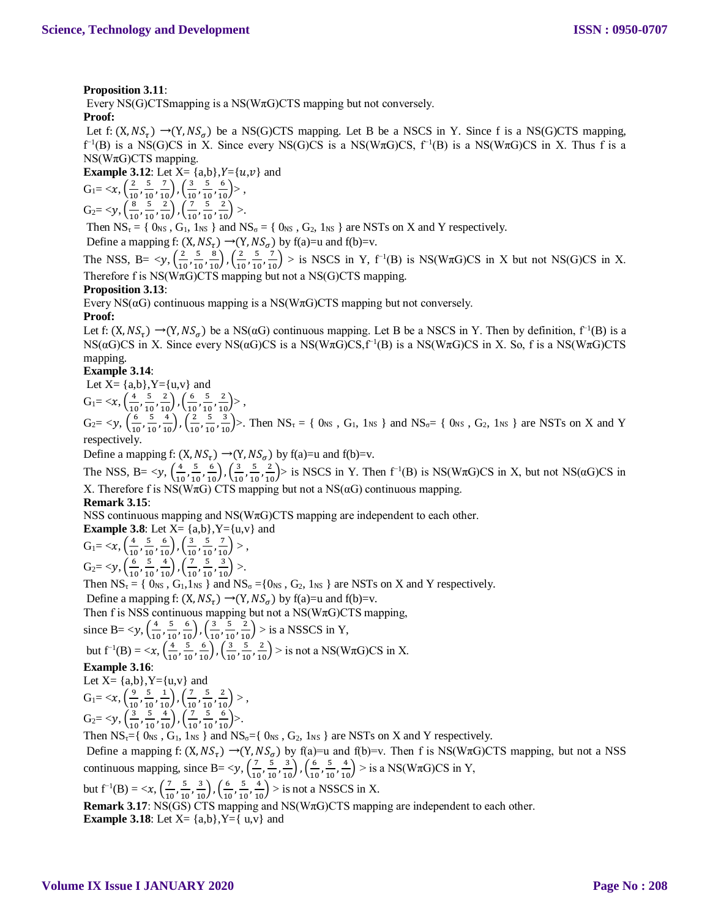**Proposition 3.11**:

Every NS(G)CTSmapping is a NS(WπG)CTS mapping but not conversely.

**Proof:**

Let f: $(X, NS_\tau) \to (Y, NS_\sigma)$ be a NS(G)CTS mapping. Let B be a NSCS in Y. Since f is a NS(G)CTS mapping, $f^{-1}(B)$ is a NS(G)CS in X. Since every NS(G)CS is a NS(WπG)CS, $f^{-1}(B)$ is a NS(WπG)CS in X. Thus f is a NS(WπG)CTS mapping.

**Example 3.12**: Let X= {a,b}, $Y=\{u,v\}$ and

$G_1= <x, \left(\frac{2}{10}, \frac{5}{10}, \frac{7}{10}\right), \left(\frac{3}{10}, \frac{5}{10}, \frac{6}{10}\right)>$ ,

$G_2= <y, \left(\frac{8}{10}, \frac{5}{10}, \frac{2}{10}\right), \left(\frac{7}{10}, \frac{5}{10}, \frac{2}{10}\right)>$.

Then $NS_\tau$ = { $0_{NS}$ , $G_1$, $1_{NS}$ } and $NS_\sigma$ = { $0_{NS}$ , $G_2$, $1_{NS}$ } are NSTs on X and Y respectively.

Define a mapping f: $(X, NS_\tau) \to (Y, NS_\sigma)$ by f(a)=u and f(b)=v.

The NSS, B= $<y, \left(\frac{2}{10}, \frac{5}{10}, \frac{8}{10}\right), \left(\frac{2}{10}, \frac{5}{10}, \frac{7}{10}\right)>$ is NSCS in Y, $f^{-1}(B)$ is NS(WπG)CS in X but not NS(G)CS in X. Therefore f is NS(WπG)CTS mapping but not a NS(G)CTS mapping.

**Proposition 3.13**:

Every NS(αG) continuous mapping is a NS(WπG)CTS mapping but not conversely.

**Proof:**

Let f: $(X, NS_\tau) \to (Y, NS_\sigma)$ be a NS(αG) continuous mapping. Let B be a NSCS in Y. Then by definition, $f^{-1}(B)$ is a NS(αG)CS in X. Since every NS(αG)CS is a NS(WπG)CS, $f^{-1}(B)$ is a NS(WπG)CS in X. So, f is a NS(WπG)CTS mapping.

**Example 3.14**:

Let X= {a,b}, Y={u,v} and

$G_1= <x, \left(\frac{4}{10}, \frac{5}{10}, \frac{2}{10}\right), \left(\frac{6}{10}, \frac{5}{10}, \frac{2}{10}\right)>$ ,

$G_2= <y, \left(\frac{6}{10}, \frac{5}{10}, \frac{4}{10}\right), \left(\frac{2}{10}, \frac{5}{10}, \frac{3}{10}\right)>$. Then $NS_\tau$ = { $0_{NS}$ , $G_1$, $1_{NS}$ } and $NS_\sigma$= { $0_{NS}$ , $G_2$, $1_{NS}$ } are NSTs on X and Y respectively.

Define a mapping f: $(X, NS_\tau) \to (Y, NS_\sigma)$ by f(a)=u and f(b)=v.

The NSS, B= $<y, \left(\frac{4}{10}, \frac{5}{10}, \frac{6}{10}\right), \left(\frac{3}{10}, \frac{5}{10}, \frac{2}{10}\right)>$ is NSCS in Y. Then $f^{-1}(B)$ is NS(WπG)CS in X, but not NS(αG)CS in X. Therefore f is NS(WπG) CTS mapping but not a NS(αG) continuous mapping.

**Remark 3.15**:

NSS continuous mapping and NS(WπG)CTS mapping are independent to each other.

**Example 3.8**: Let X= {a,b}, Y={u,v} and

$G_1= <x, \left(\frac{4}{10}, \frac{5}{10}, \frac{6}{10}\right), \left(\frac{3}{10}, \frac{5}{10}, \frac{7}{10}\right)>$ ,

$G_2= <y, \left(\frac{6}{10}, \frac{5}{10}, \frac{4}{10}\right), \left(\frac{7}{10}, \frac{5}{10}, \frac{3}{10}\right)>$.

Then $NS_\tau$ = { $0_{NS}$ , $G_1$, $1_{NS}$ } and $NS_\sigma$ ={ $0_{NS}$ , $G_2$, $1_{NS}$ } are NSTs on X and Y respectively.

Define a mapping f: $(X, NS_\tau) \to (Y, NS_\sigma)$ by f(a)=u and f(b)=v.

Then f is NSS continuous mapping but not a NS(WπG)CTS mapping,

since B= $<y, \left(\frac{4}{10}, \frac{5}{10}, \frac{6}{10}\right), \left(\frac{3}{10}, \frac{5}{10}, \frac{2}{10}\right)>$ is a NSSCS in Y,

but $f^{-1}(B)$ = $<x, \left(\frac{4}{10}, \frac{5}{10}, \frac{6}{10}\right), \left(\frac{3}{10}, \frac{5}{10}, \frac{2}{10}\right)>$ is not a NS(WπG)CS in X.

**Example 3.16**:

Let X= {a,b}, Y={u,v} and

$G_1= <x, \left(\frac{9}{10}, \frac{5}{10}, \frac{1}{10}\right), \left(\frac{7}{10}, \frac{5}{10}, \frac{2}{10}\right)>$ ,

$G_2= <y, \left(\frac{3}{10}, \frac{5}{10}, \frac{4}{10}\right), \left(\frac{7}{10}, \frac{5}{10}, \frac{6}{10}\right)>$.

Then $NS_\tau$={ $0_{NS}$ , $G_1$, $1_{NS}$ } and $NS_\sigma$={ $0_{NS}$ , $G_2$, $1_{NS}$ } are NSTs on X and Y respectively.

Define a mapping f: $(X, NS_\tau) \to (Y, NS_\sigma)$ by f(a)=u and f(b)=v. Then f is NS(WπG)CTS mapping, but not a NSS continuous mapping, since B= $<y, \left(\frac{7}{10}, \frac{5}{10}, \frac{3}{10}\right), \left(\frac{6}{10}, \frac{5}{10}, \frac{4}{10}\right)>$ is a NS(WπG)CS in Y,

but $f^{-1}(B)$ = $<x, \left(\frac{7}{10}, \frac{5}{10}, \frac{3}{10}\right), \left(\frac{6}{10}, \frac{5}{10}, \frac{4}{10}\right)>$ is not a NSSCS in X.

**Remark 3.17**: NS(GS) CTS mapping and NS(WπG)CTS mapping are independent to each other.

**Example 3.18**: Let X= {a,b}, Y={ u,v} and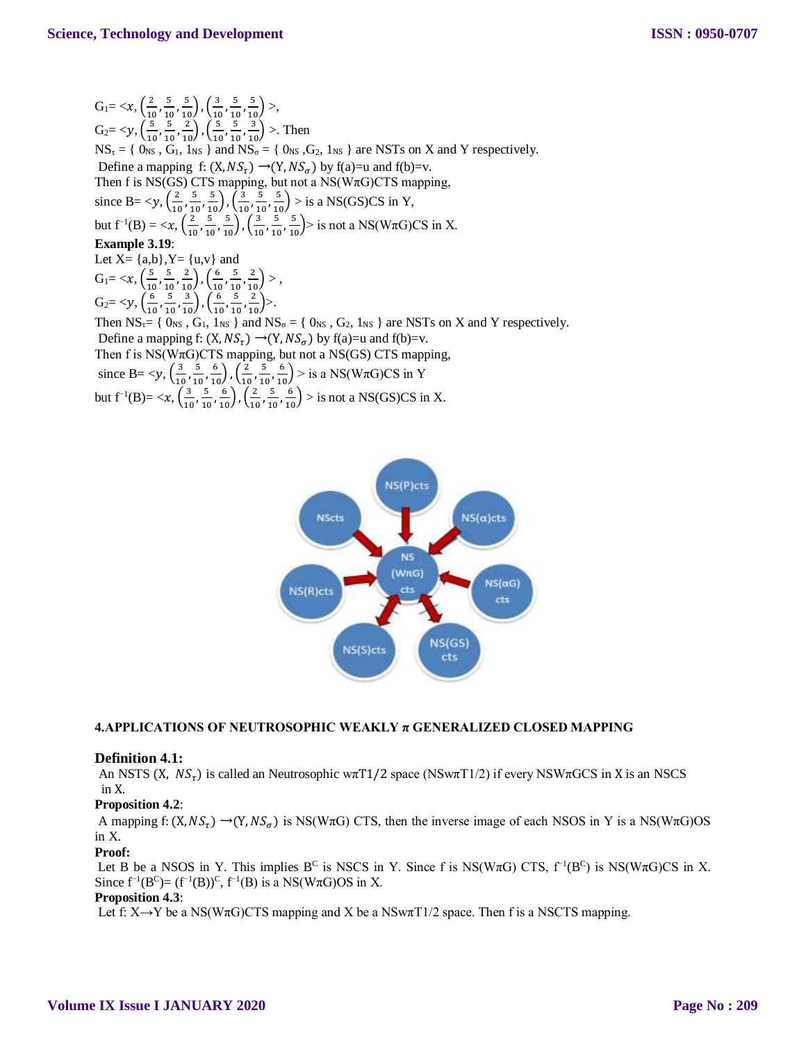$G_1 = \langle x, \left(\frac{2}{10}, \frac{5}{10}, \frac{5}{10}\right), \left(\frac{3}{10}, \frac{5}{10}, \frac{5}{10}\right) \rangle$,

$G_2 = \langle y, \left(\frac{5}{10}, \frac{5}{10}, \frac{2}{10}\right), \left(\frac{5}{10}, \frac{5}{10}, \frac{3}{10}\right) \rangle$. Then

$NS_\tau = \{ 0_{NS}, G_1, 1_{NS} \}$ and $NS_\sigma = \{ 0_{NS}, G_2, 1_{NS} \}$ are NSTs on X and Y respectively.

Define a mapping f: $(X, NS_\tau) \rightarrow (Y, NS_\sigma)$ by f(a)=u and f(b)=v.

Then f is NS(GS) CTS mapping, but not a NS(WπG)CTS mapping,

since $B = \langle y, \left(\frac{2}{10}, \frac{5}{10}, \frac{5}{10}\right), \left(\frac{3}{10}, \frac{5}{10}, \frac{5}{10}\right) \rangle$ is a NS(GS)CS in Y,

but $f^{-1}(B) = \langle x, \left(\frac{2}{10}, \frac{5}{10}, \frac{5}{10}\right), \left(\frac{3}{10}, \frac{5}{10}, \frac{5}{10}\right) \rangle$ is not a NS(WπG)CS in X.

**Example 3.19**:

Let X= {a,b},Y= {u,v} and

$G_1 = \langle x, \left(\frac{5}{10}, \frac{5}{10}, \frac{2}{10}\right), \left(\frac{6}{10}, \frac{5}{10}, \frac{2}{10}\right) \rangle$,

$G_2 = \langle y, \left(\frac{6}{10}, \frac{5}{10}, \frac{3}{10}\right), \left(\frac{6}{10}, \frac{5}{10}, \frac{2}{10}\right) \rangle$.

Then $NS_\tau = \{ 0_{NS}, G_1, 1_{NS} \}$ and $NS_\sigma = \{ 0_{NS}, G_2, 1_{NS} \}$ are NSTs on X and Y respectively.

Define a mapping f: $(X, NS_\tau) \rightarrow (Y, NS_\sigma)$ by f(a)=u and f(b)=v.

Then f is NS(WπG)CTS mapping, but not a NS(GS) CTS mapping,

since $B = \langle y, \left(\frac{3}{10}, \frac{5}{10}, \frac{6}{10}\right), \left(\frac{2}{10}, \frac{5}{10}, \frac{6}{10}\right) \rangle$ is a NS(WπG)CS in Y

but $f^{-1}(B) = \langle x, \left(\frac{3}{10}, \frac{5}{10}, \frac{6}{10}\right), \left(\frac{2}{10}, \frac{5}{10}, \frac{6}{10}\right) \rangle$ is not a NS(GS)CS in X.

## 4.APPLICATIONS OF NEUTROSOPHIC WEAKLY π GENERALIZED CLOSED MAPPING

**Definition 4.1:**

An NSTS (X, $NS_\tau$) is called an Neutrosophic wπT1/2 space (NSwπT1/2) if every NSWπGCS in X is an NSCS in X.

**Proposition 4.2**:

A mapping f: $(X, NS_\tau) \rightarrow (Y, NS_\sigma)$ is NS(WπG) CTS, then the inverse image of each NSOS in Y is a NS(WπG)OS in X.

**Proof:**

Let B be a NSOS in Y. This implies $B^C$ is NSCS in Y. Since f is NS(WπG) CTS, $f^{-1}(B^C)$ is NS(WπG)CS in X. Since $f^{-1}(B^C) = (f^{-1}(B))^C$, $f^{-1}(B)$ is a NS(WπG)OS in X.

**Proposition 4.3**:

Let f: X→Y be a NS(WπG)CTS mapping and X be a NSwπT1/2 space. Then f is a NSCTS mapping.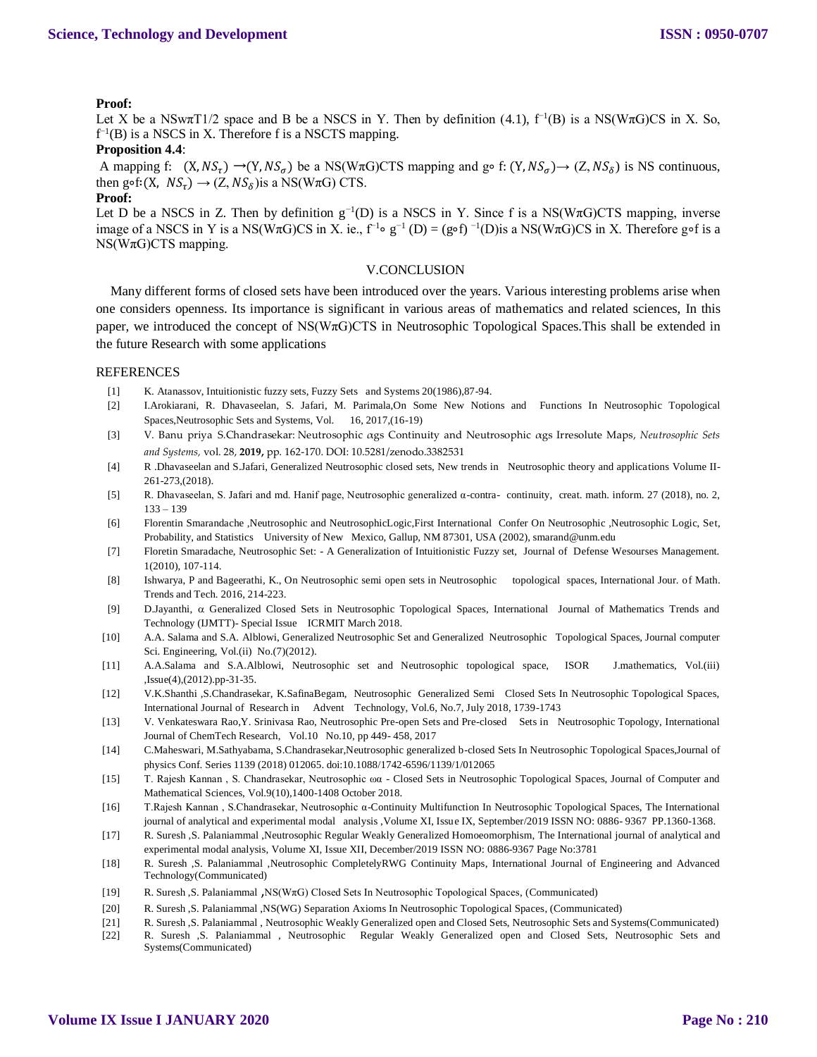**Proof:**

Let X be a NSwπT1/2 space and B be a NSCS in Y. Then by definition (4.1), $f^{-1}(B)$ is a NS(WπG)CS in X. So, $f^{-1}(B)$ is a NSCS in X. Therefore f is a NSCTS mapping.

**Proposition 4.4**:

A mapping f: $(X, NS_\tau) \rightarrow (Y, NS_\sigma)$ be a NS(WπG)CTS mapping and g∘ f: $(Y, NS_\sigma) \rightarrow (Z, NS_\delta)$ is NS continuous, then g∘f: $(X, NS_\tau) \rightarrow (Z, NS_\delta)$ is a NS(WπG) CTS.

**Proof:**

Let D be a NSCS in Z. Then by definition $g^{-1}(D)$ is a NSCS in Y. Since f is a NS(WπG)CTS mapping, inverse image of a NSCS in Y is a NS(WπG)CS in X. ie., $f^{-1} \circ g^{-1}(D) = (g \circ f)^{-1}(D)$ is a NS(WπG)CS in X. Therefore g∘f is a NS(WπG)CTS mapping.

## V.CONCLUSION

Many different forms of closed sets have been introduced over the years. Various interesting problems arise when one considers openness. Its importance is significant in various areas of mathematics and related sciences, In this paper, we introduced the concept of NS(WπG)CTS in Neutrosophic Topological Spaces.This shall be extended in the future Research with some applications

## REFERENCES

[1] K. Atanassov, Intuitionistic fuzzy sets, Fuzzy Sets and Systems 20(1986),87-94.

[2] I.Arokiarani, R. Dhavaseelan, S. Jafari, M. Parimala,On Some New Notions and Functions In Neutrosophic Topological Spaces,Neutrosophic Sets and Systems, Vol. 16, 2017,(16-19)

[3] V. Banu priya S.Chandrasekar: Neutrosophic αgs Continuity and Neutrosophic αgs Irresolute Maps, *Neutrosophic Sets and Systems,* vol. 28, **2019,** pp. 162-170. DOI: 10.5281/zenodo.3382531

[4] R .Dhavaseelan and S.Jafari, Generalized Neutrosophic closed sets, New trends in Neutrosophic theory and applications Volume II-261-273,(2018).

[5] R. Dhavaseelan, S. Jafari and md. Hanif page, Neutrosophic generalized α-contra- continuity, creat. math. inform. 27 (2018), no. 2, 133 – 139

[6] Florentin Smarandache ,Neutrosophic and NeutrosophicLogic,First International Confer On Neutrosophic ,Neutrosophic Logic, Set, Probability, and Statistics University of New Mexico, Gallup, NM 87301, USA (2002), smarand@unm.edu

[7] Floretin Smaradache, Neutrosophic Set: - A Generalization of Intuitionistic Fuzzy set, Journal of Defense Wesourses Management. 1(2010), 107-114.

[8] Ishwarya, P and Bageerathi, K., On Neutrosophic semi open sets in Neutrosophic topological spaces, International Jour. of Math. Trends and Tech. 2016, 214-223.

[9] D.Jayanthi, α Generalized Closed Sets in Neutrosophic Topological Spaces, International Journal of Mathematics Trends and Technology (IJMTT)- Special Issue ICRMIT March 2018.

[10] A.A. Salama and S.A. Alblowi, Generalized Neutrosophic Set and Generalized Neutrosophic Topological Spaces, Journal computer Sci. Engineering, Vol.(ii) No.(7)(2012).

[11] A.A.Salama and S.A.Alblowi, Neutrosophic set and Neutrosophic topological space, ISOR J.mathematics, Vol.(iii) ,Issue(4),(2012).pp-31-35.

[12] V.K.Shanthi ,S.Chandrasekar, K.SafinaBegam, Neutrosophic Generalized Semi Closed Sets In Neutrosophic Topological Spaces, International Journal of Research in Advent Technology, Vol.6, No.7, July 2018, 1739-1743

[13] V. Venkateswara Rao,Y. Srinivasa Rao, Neutrosophic Pre-open Sets and Pre-closed Sets in Neutrosophic Topology, International Journal of ChemTech Research, Vol.10 No.10, pp 449- 458, 2017

[14] C.Maheswari, M.Sathyabama, S.Chandrasekar,Neutrosophic generalized b-closed Sets In Neutrosophic Topological Spaces,Journal of physics Conf. Series 1139 (2018) 012065. doi:10.1088/1742-6596/1139/1/012065

[15] T. Rajesh Kannan , S. Chandrasekar, Neutrosophic ωα - Closed Sets in Neutrosophic Topological Spaces, Journal of Computer and Mathematical Sciences, Vol.9(10),1400-1408 October 2018.

[16] T.Rajesh Kannan , S.Chandrasekar, Neutrosophic α-Continuity Multifunction In Neutrosophic Topological Spaces, The International journal of analytical and experimental modal analysis ,Volume XI, Issue IX, September/2019 ISSN NO: 0886- 9367 PP.1360-1368.

[17] R. Suresh ,S. Palaniammal ,Neutrosophic Regular Weakly Generalized Homoeomorphism, The International journal of analytical and experimental modal analysis, Volume XI, Issue XII, December/2019 ISSN NO: 0886-9367 Page No:3781

[18] R. Suresh ,S. Palaniammal ,Neutrosophic CompletelyRWG Continuity Maps, International Journal of Engineering and Advanced Technology(Communicated)

[19] R. Suresh ,S. Palaniammal **,**NS(WπG) Closed Sets In Neutrosophic Topological Spaces, (Communicated)

[20] R. Suresh ,S. Palaniammal ,NS(WG) Separation Axioms In Neutrosophic Topological Spaces, (Communicated)

[21] R. Suresh ,S. Palaniammal , Neutrosophic Weakly Generalized open and Closed Sets, Neutrosophic Sets and Systems(Communicated)

[22] R. Suresh ,S. Palaniammal , Neutrosophic Regular Weakly Generalized open and Closed Sets, Neutrosophic Sets and Systems(Communicated)